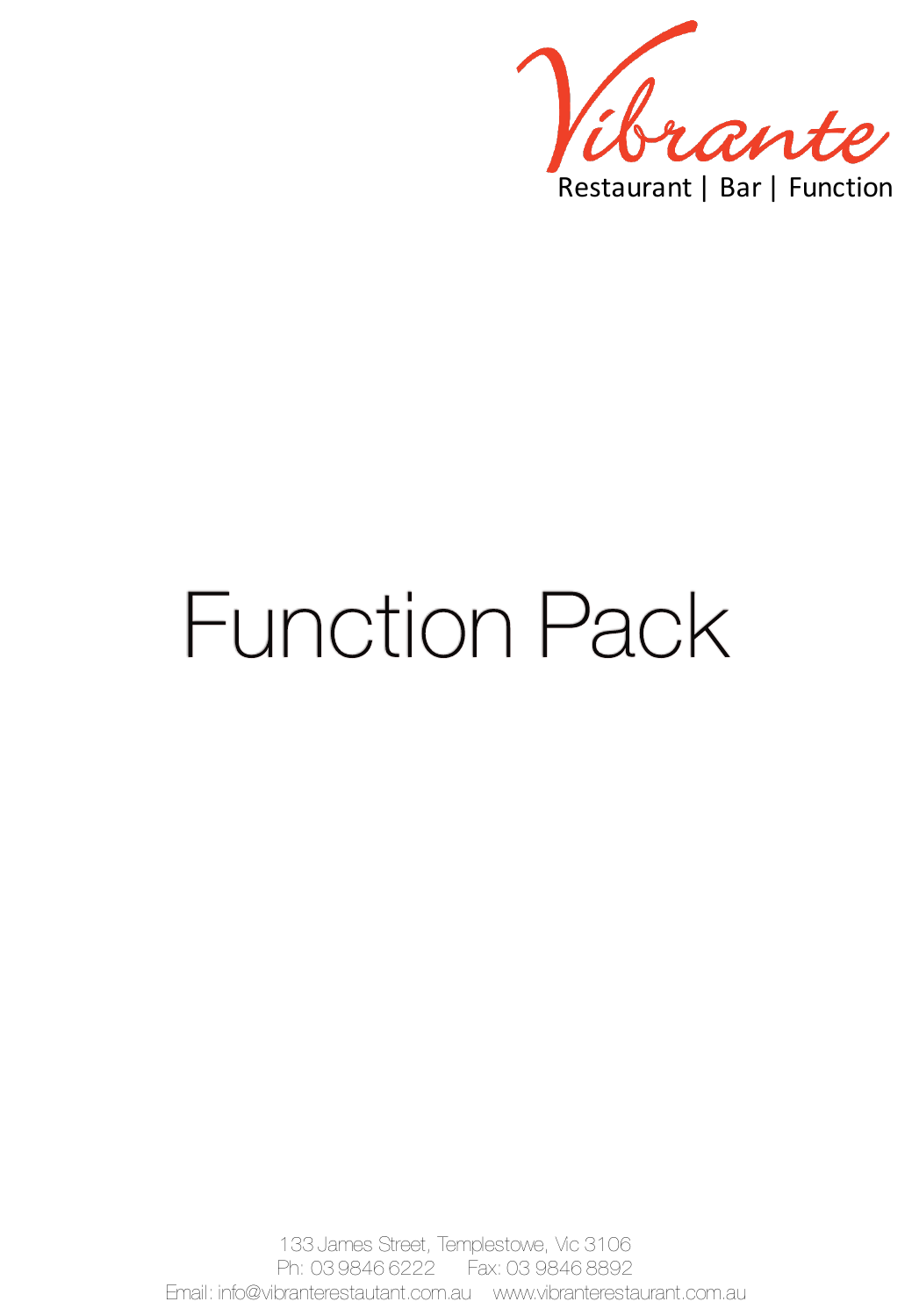Vibrante

Restaurant | Bar | Function

# Function Pack

133 James Street, Templestowe, Vic 3106

Ph: 03 9846 6222 Fax: 03 9846 8892

Email: info@vibranterestautant.com.au www.vibranterestaurant.com.au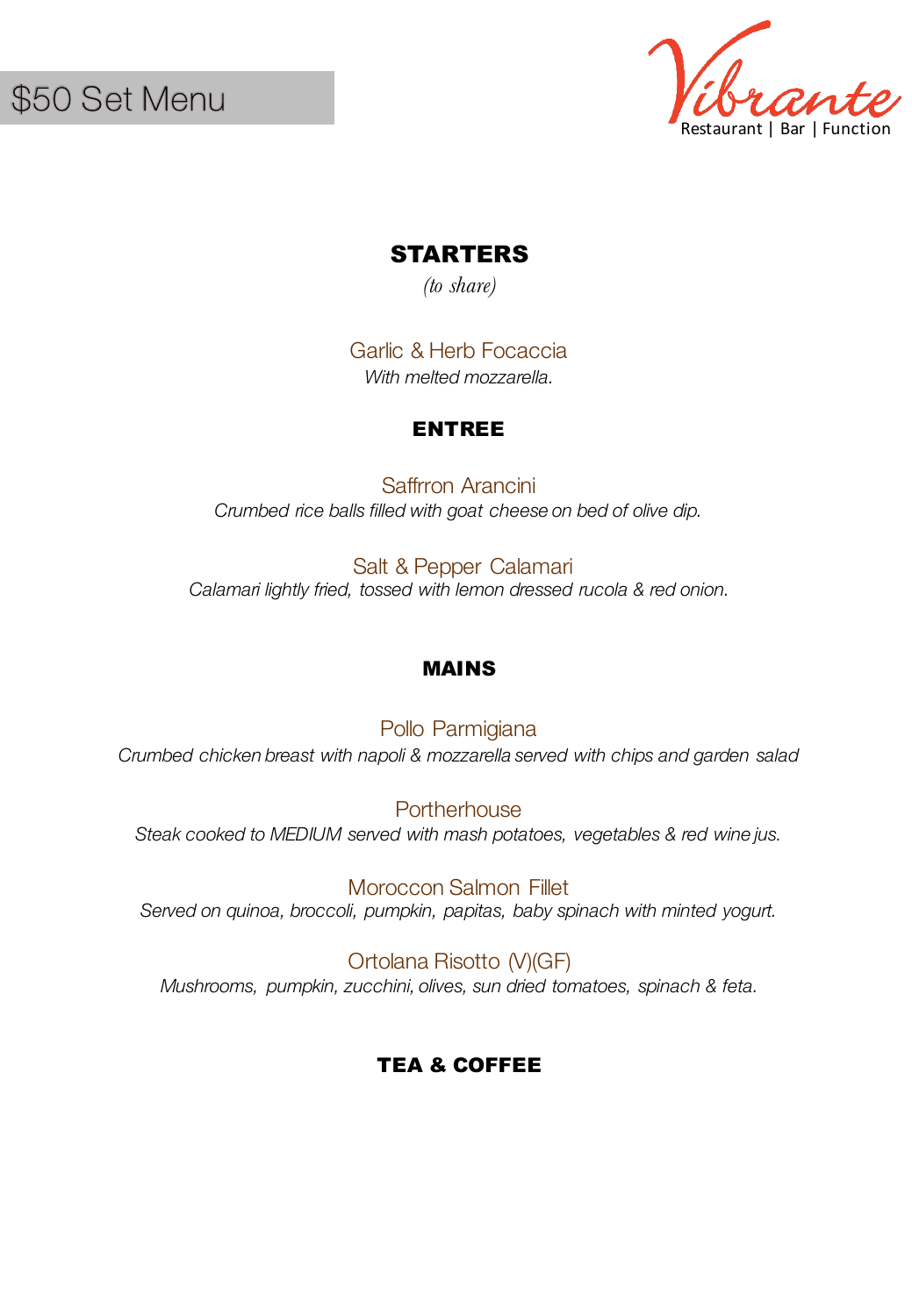$50 Set Menu

Vibrante
Restaurant | Bar | Function

## STARTERS

*(to share)*

Garlic & Herb Focaccia
*With melted mozzarella.*

## ENTREE

Saffrron Arancini
*Crumbed rice balls filled with goat cheese on bed of olive dip.*

Salt & Pepper Calamari
*Calamari lightly fried, tossed with lemon dressed rucola & red onion.*

## MAINS

Pollo Parmigiana
*Crumbed chicken breast with napoli & mozzarella served with chips and garden salad*

Portherhouse
*Steak cooked to MEDIUM served with mash potatoes, vegetables & red wine jus.*

Moroccon Salmon Fillet
*Served on quinoa, broccoli, pumpkin, papitas, baby spinach with minted yogurt.*

Ortolana Risotto (V)(GF)
*Mushrooms, pumpkin, zucchini, olives, sun dried tomatoes, spinach & feta.*

## TEA & COFFEE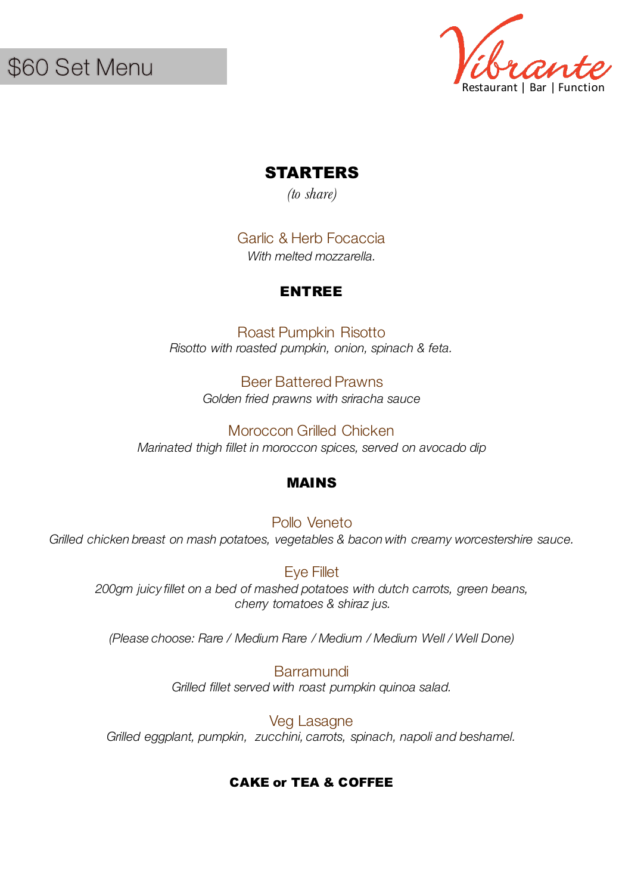# $60 Set Menu

**Vibrante**
Restaurant | Bar | Function

## STARTERS

*(to share)*

Garlic & Herb Focaccia

*With melted mozzarella.*

## ENTREE

Roast Pumpkin Risotto

*Risotto with roasted pumpkin, onion, spinach & feta.*

Beer Battered Prawns

*Golden fried prawns with sriracha sauce*

Moroccon Grilled Chicken

*Marinated thigh fillet in moroccon spices, served on avocado dip*

## MAINS

Pollo Veneto

*Grilled chicken breast on mash potatoes, vegetables & bacon with creamy worcestershire sauce.*

Eye Fillet

*200gm juicy fillet on a bed of mashed potatoes with dutch carrots, green beans, cherry tomatoes & shiraz jus.*

*(Please choose: Rare / Medium Rare / Medium / Medium Well / Well Done)*

Barramundi

*Grilled fillet served with roast pumpkin quinoa salad.*

Veg Lasagne

*Grilled eggplant, pumpkin, zucchini, carrots, spinach, napoli and beshamel.*

## CAKE or TEA & COFFEE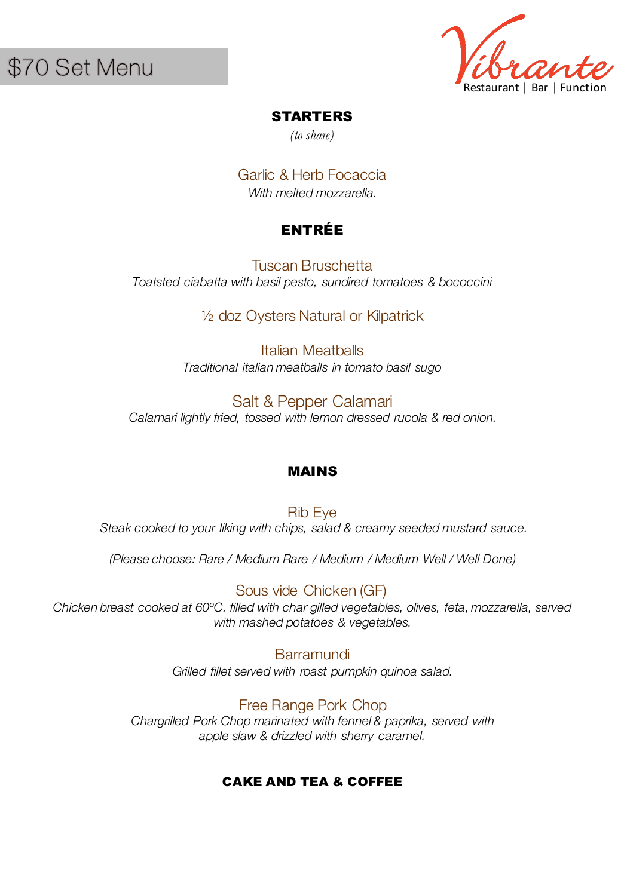# $70 Set Menu

**Vibrante**
Restaurant | Bar | Function

## STARTERS

*(to share)*

### Garlic & Herb Focaccia

*With melted mozzarella.*

## ENTRÉE

### Tuscan Bruschetta

*Toatsted ciabatta with basil pesto, sundried tomatoes & bococcini*

### ½ doz Oysters Natural or Kilpatrick

### Italian Meatballs

*Traditional italian meatballs in tomato basil sugo*

### Salt & Pepper Calamari

*Calamari lightly fried, tossed with lemon dressed rucola & red onion.*

## MAINS

### Rib Eye

*Steak cooked to your liking with chips, salad & creamy seeded mustard sauce.*

*(Please choose: Rare / Medium Rare / Medium / Medium Well / Well Done)*

### Sous vide Chicken (GF)

*Chicken breast cooked at 60ºC. filled with char gilled vegetables, olives, feta, mozzarella, served with mashed potatoes & vegetables.*

### Barramundi

*Grilled fillet served with roast pumpkin quinoa salad.*

### Free Range Pork Chop

*Chargrilled Pork Chop marinated with fennel & paprika, served with apple slaw & drizzled with sherry caramel.*

## CAKE AND TEA & COFFEE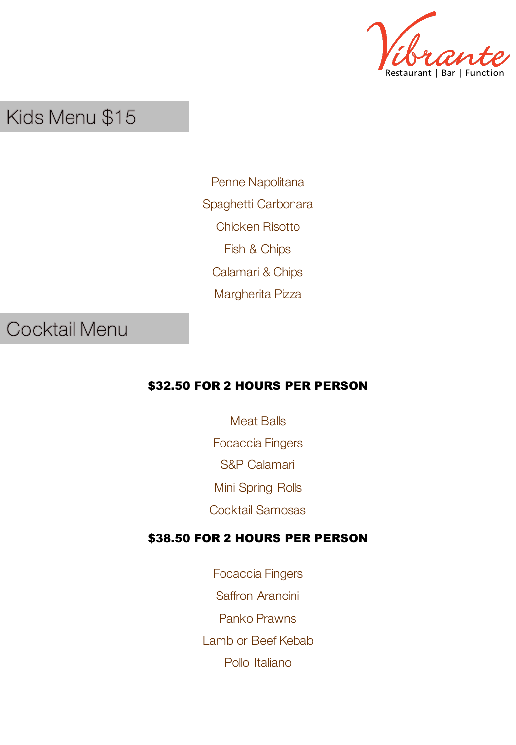Vibrante

Restaurant | Bar | Function

## Kids Menu $15

Penne Napolitana

Spaghetti Carbonara

Chicken Risotto

Fish & Chips

Calamari & Chips

Margherita Pizza

## Cocktail Menu

**$32.50 FOR 2 HOURS PER PERSON**

Meat Balls

Focaccia Fingers

S&P Calamari

Mini Spring Rolls

Cocktail Samosas

**$38.50 FOR 2 HOURS PER PERSON**

Focaccia Fingers

Saffron Arancini

Panko Prawns

Lamb or Beef Kebab

Pollo Italiano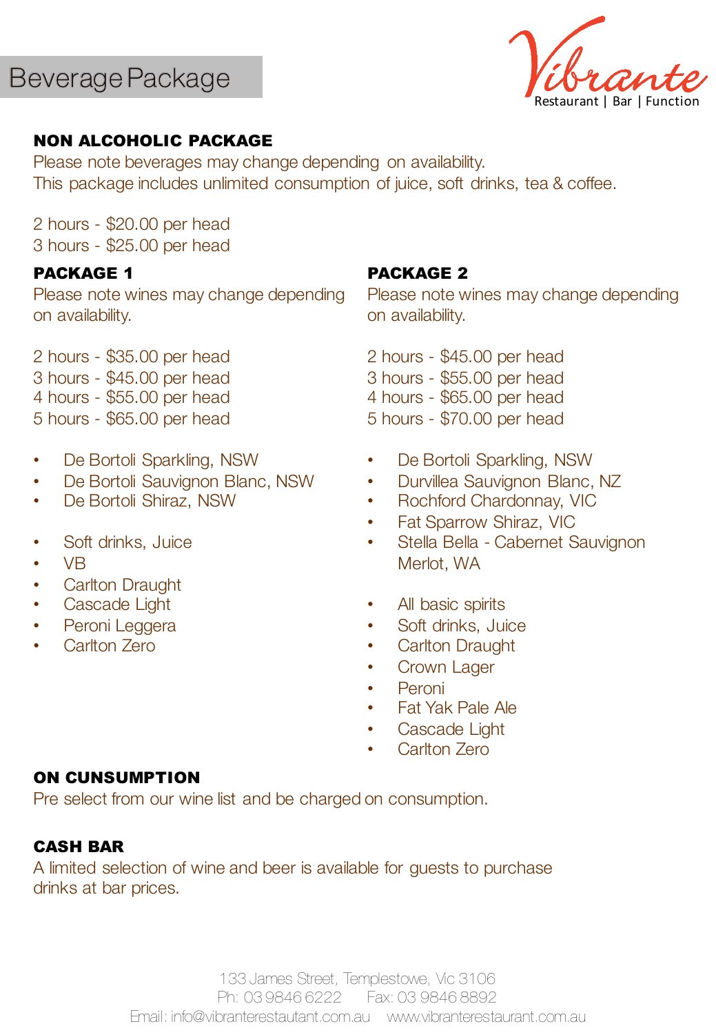# Beverage Package

Vibrante
Restaurant | Bar | Function

## NON ALCOHOLIC PACKAGE

Please note beverages may change depending on availability.
This package includes unlimited consumption of juice, soft drinks, tea & coffee.

2 hours - $20.00 per head
3 hours - $25.00 per head

## PACKAGE 1

Please note wines may change depending on availability.

2 hours - $35.00 per head
3 hours - $45.00 per head
4 hours - $55.00 per head
5 hours - $65.00 per head

- De Bortoli Sparkling, NSW
- De Bortoli Sauvignon Blanc, NSW
- De Bortoli Shiraz, NSW

- Soft drinks, Juice
- VB
- Carlton Draught
- Cascade Light
- Peroni Leggera
- Carlton Zero

## PACKAGE 2

Please note wines may change depending on availability.

2 hours - $45.00 per head
3 hours - $55.00 per head
4 hours - $65.00 per head
5 hours - $70.00 per head

- De Bortoli Sparkling, NSW
- Durvillea Sauvignon Blanc, NZ
- Rochford Chardonnay, VIC
- Fat Sparrow Shiraz, VIC
- Stella Bella - Cabernet Sauvignon Merlot, WA

- All basic spirits
- Soft drinks, Juice
- Carlton Draught
- Crown Lager
- Peroni
- Fat Yak Pale Ale
- Cascade Light
- Carlton Zero

## ON CUNSUMPTION

Pre select from our wine list and be charged on consumption.

## CASH BAR

A limited selection of wine and beer is available for guests to purchase drinks at bar prices.

133 James Street, Templestowe, Vic 3106
Ph: 03 9846 6222 Fax: 03 9846 8892
Email: info@vibranterestautant.com.au www.vibranterestaurant.com.au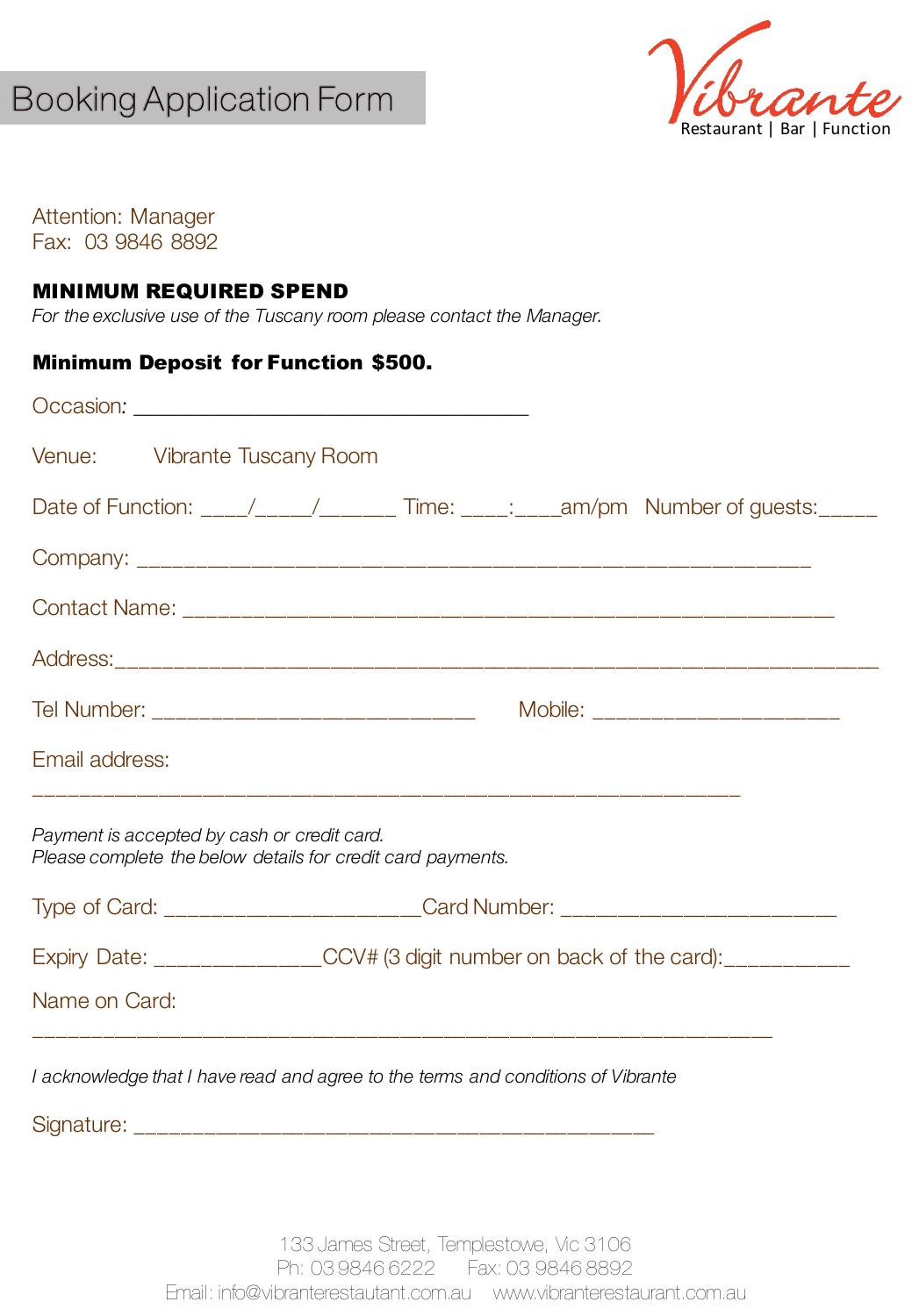# Booking Application Form

Vibrante
Restaurant | Bar | Function

Attention: Manager
Fax: 03 9846 8892

**MINIMUM REQUIRED SPEND**

*For the exclusive use of the Tuscany room please contact the Manager.*

**Minimum Deposit for Function $500.**

Occasion: ___________________________________

Venue: Vibrante Tuscany Room

Date of Function: ____/_____/______ Time: ____:____am/pm Number of guests:_____

Company: ____________________________________________________________

Contact Name: __________________________________________________________

Address:____________________________________________________________________

Tel Number: ____________________________ Mobile: _____________________

Email address:

_______________________________________________________________

*Payment is accepted by cash or credit card.*
*Please complete the below details for credit card payments.*

Type of Card: ______________________Card Number: ________________________

Expiry Date: ______________CCV# (3 digit number on back of the card):___________

Name on Card:

_________________________________________________________________

*I acknowledge that I have read and agree to the terms and conditions of Vibrante*

Signature: ____________________________________________

133 James Street, Templestowe, Vic 3106
Ph: 03 9846 6222 Fax: 03 9846 8892
Email: info@vibranterestautant.com.au www.vibranterestaurant.com.au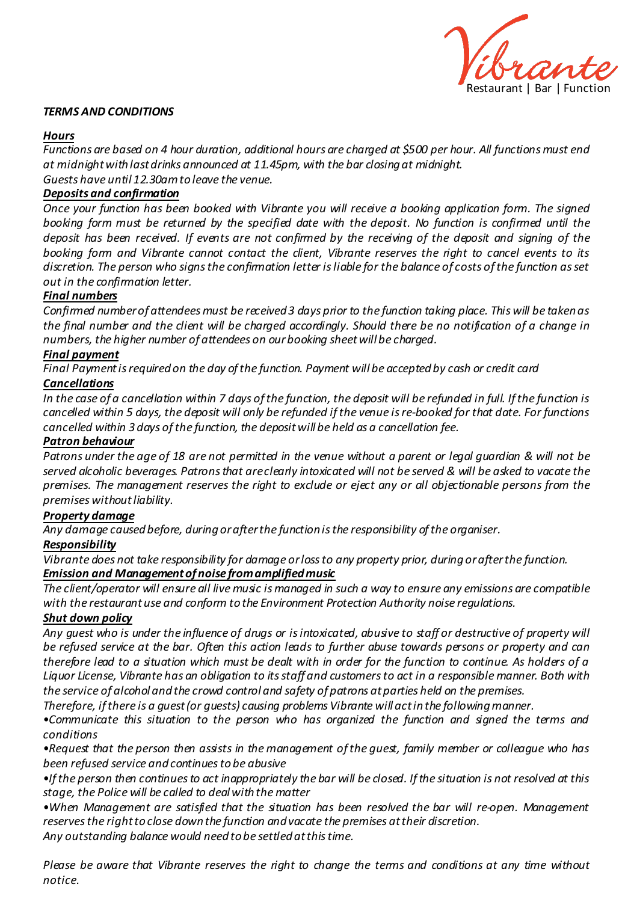Vibrante
Restaurant | Bar | Function

***TERMS AND CONDITIONS***

***Hours***

*Functions are based on 4 hour duration, additional hours are charged at $500 per hour. All functions must end at midnight with last drinks announced at 11.45pm, with the bar closing at midnight.*
*Guests have until 12.30am to leave the venue.*

***Deposits and confirmation***

*Once your function has been booked with Vibrante you will receive a booking application form. The signed booking form must be returned by the specified date with the deposit. No function is confirmed until the deposit has been received. If events are not confirmed by the receiving of the deposit and signing of the booking form and Vibrante cannot contact the client, Vibrante reserves the right to cancel events to its discretion. The person who signs the confirmation letter is liable for the balance of costs of the function as set out in the confirmation letter.*

***Final numbers***

*Confirmed number of attendees must be received 3 days prior to the function taking place. This will be taken as the final number and the client will be charged accordingly. Should there be no notification of a change in numbers, the higher number of attendees on our booking sheet will be charged.*

***Final payment***

*Final Payment is required on the day of the function. Payment will be accepted by cash or credit card*

***Cancellations***

*In the case of a cancellation within 7 days of the function, the deposit will be refunded in full. If the function is cancelled within 5 days, the deposit will only be refunded if the venue is re-booked for that date. For functions cancelled within 3 days of the function, the deposit will be held as a cancellation fee.*

***Patron behaviour***

*Patrons under the age of 18 are not permitted in the venue without a parent or legal guardian & will not be served alcoholic beverages. Patrons that are clearly intoxicated will not be served & will be asked to vacate the premises. The management reserves the right to exclude or eject any or all objectionable persons from the premises without liability.*

***Property damage***

*Any damage caused before, during or after the function is the responsibility of the organiser.*

***Responsibility***

*Vibrante does not take responsibility for damage or loss to any property prior, during or after the function.*

***Emission and Management of noise from amplified music***

*The client/operator will ensure all live music is managed in such a way to ensure any emissions are compatible with the restaurant use and conform to the Environment Protection Authority noise regulations.*

***Shut down policy***

*Any guest who is under the influence of drugs or is intoxicated, abusive to staff or destructive of property will be refused service at the bar. Often this action leads to further abuse towards persons or property and can therefore lead to a situation which must be dealt with in order for the function to continue. As holders of a Liquor License, Vibrante has an obligation to its staff and customers to act in a responsible manner. Both with the service of alcohol and the crowd control and safety of patrons at parties held on the premises.*
*Therefore, if there is a guest (or guests) causing problems Vibrante will act in the following manner.*

- *Communicate this situation to the person who has organized the function and signed the terms and conditions*
- *Request that the person then assists in the management of the guest, family member or colleague who has been refused service and continues to be abusive*
- *If the person then continues to act inappropriately the bar will be closed. If the situation is not resolved at this stage, the Police will be called to deal with the matter*
- *When Management are satisfied that the situation has been resolved the bar will re-open. Management reserves the right to close down the function and vacate the premises at their discretion.*

*Any outstanding balance would need to be settled at this time.*

*Please be aware that Vibrante reserves the right to change the terms and conditions at any time without notice.*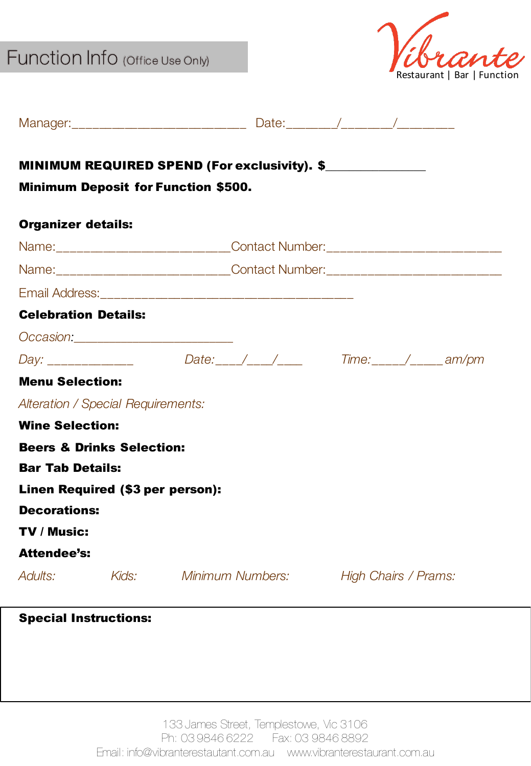# Function Info (Office Use Only)

Vibrante
Restaurant | Bar | Function

Manager:__________________________ Date:_______/_______/________

**MINIMUM REQUIRED SPEND (For exclusivity). $_______________**

**Minimum Deposit for Function $500.**

**Organizer details:**

Name:__________________________Contact Number:__________________________

Name:__________________________Contact Number:__________________________

Email Address:______________________________________

**Celebration Details:**

*Occasion:________________________*

*Day: _____________ Date:____/____/____ Time:_____/_____ am/pm*

**Menu Selection:**

*Alteration / Special Requirements:*

**Wine Selection:**

**Beers & Drinks Selection:**

**Bar Tab Details:**

**Linen Required ($3 per person):**

**Decorations:**

**TV / Music:**

**Attendee's:**

*Adults: Kids: Minimum Numbers: High Chairs / Prams:*

**Special Instructions:**

133 James Street, Templestowe, Vic 3106
Ph: 03 9846 6222 Fax: 03 9846 8892
Email: info@vibranterestautant.com.au www.vibranterestaurant.com.au